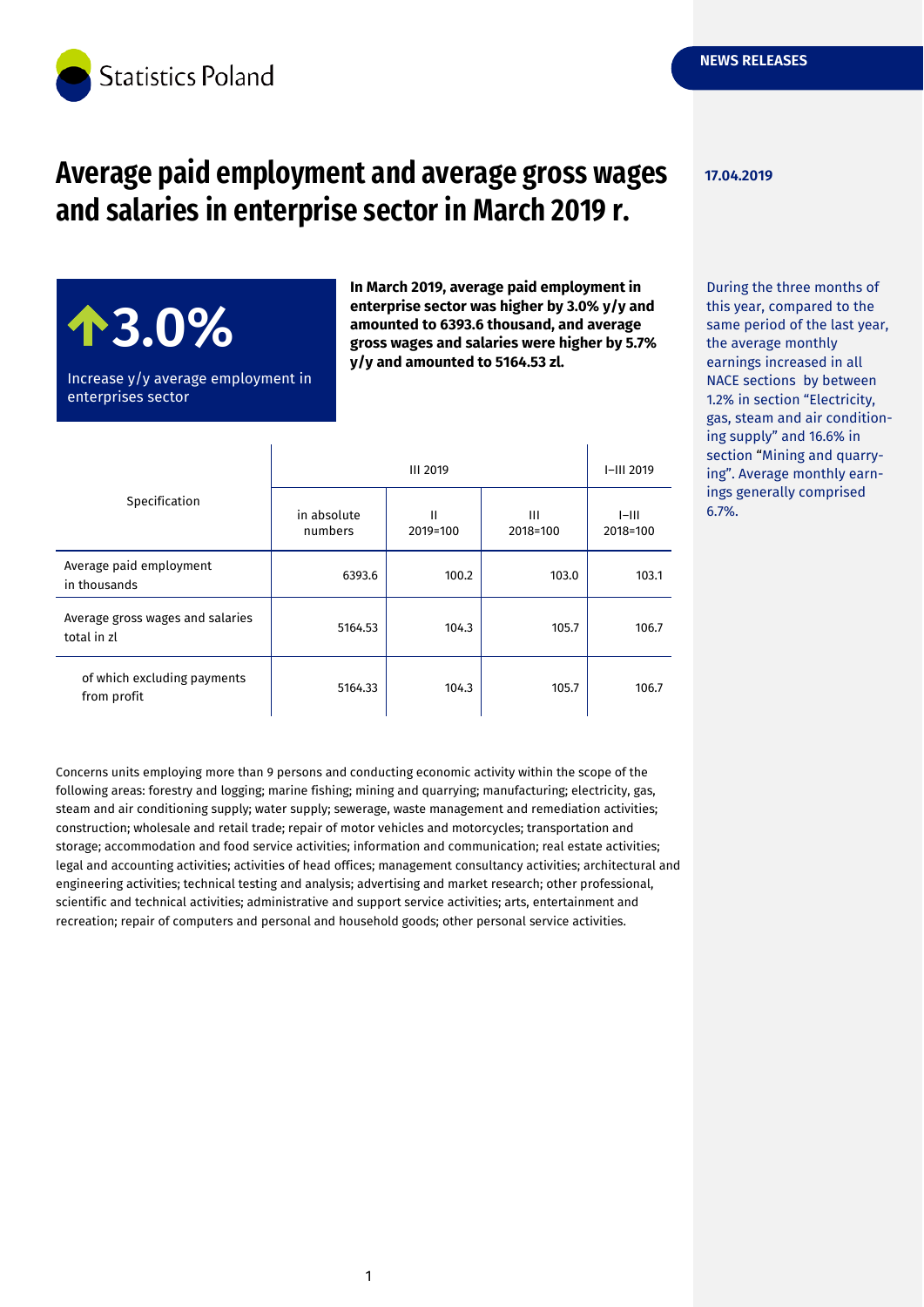Statistics Poland

NEWS RELEASES

17.04.2019

# Average paid employment and average gross wages and salaries in enterprise sector in March 2019 r.

**3.0%**

Increase y/y average employment in enterprises sector

**In March 2019, average paid employment in enterprise sector was higher by 3.0% y/y and amounted to 6393.6 thousand, and average gross wages and salaries were higher by 5.7% y/y and amounted to 5164.53 zl.**

During the three months of this year, compared to the same period of the last year, the average monthly earnings increased in all NACE sections by between 1.2% in section "Electricity, gas, steam and air conditioning supply" and 16.6% in section "Mining and quarrying". Average monthly earnings generally comprised 6.7%.

| Specification | III 2019 | | | I–III 2019 |
|---|---|---|---|---|
| | in absolute numbers | II 2019=100 | III 2018=100 | I–III 2018=100 |
| Average paid employment in thousands | 6393.6 | 100.2 | 103.0 | 103.1 |
| Average gross wages and salaries total in zl | 5164.53 | 104.3 | 105.7 | 106.7 |
| of which excluding payments from profit | 5164.33 | 104.3 | 105.7 | 106.7 |

Concerns units employing more than 9 persons and conducting economic activity within the scope of the following areas: forestry and logging; marine fishing; mining and quarrying; manufacturing; electricity, gas, steam and air conditioning supply; water supply; sewerage, waste management and remediation activities; construction; wholesale and retail trade; repair of motor vehicles and motorcycles; transportation and storage; accommodation and food service activities; information and communication; real estate activities; legal and accounting activities; activities of head offices; management consultancy activities; architectural and engineering activities; technical testing and analysis; advertising and market research; other professional, scientific and technical activities; administrative and support service activities; arts, entertainment and recreation; repair of computers and personal and household goods; other personal service activities.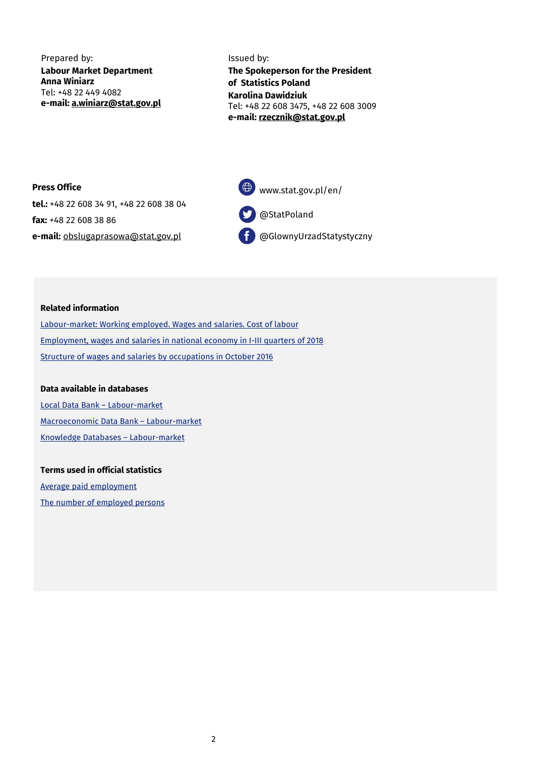Prepared by:
**Labour Market Department**
**Anna Winiarz**
Tel: +48 22 449 4082
**e-mail: a.winiarz@stat.gov.pl**

Issued by:
**The Spokeperson for the President of Statistics Poland**
**Karolina Dawidziuk**
Tel: +48 22 608 3475, +48 22 608 3009
**e-mail: rzecznik@stat.gov.pl**

**Press Office**

**tel.:** +48 22 608 34 91, +48 22 608 38 04

**fax:** +48 22 608 38 86

**e-mail:** obslugaprasowa@stat.gov.pl

www.stat.gov.pl/en/

@StatPoland

@GlownyUrzadStatystyczny

**Related information**

Labour-market: Working employed. Wages and salaries. Cost of labour

Employment, wages and salaries in national economy in I-III quarters of 2018

Structure of wages and salaries by occupations in October 2016

**Data available in databases**

Local Data Bank – Labour-market

Macroeconomic Data Bank – Labour-market

Knowledge Databases – Labour-market

**Terms used in official statistics**

Average paid employment

The number of employed persons